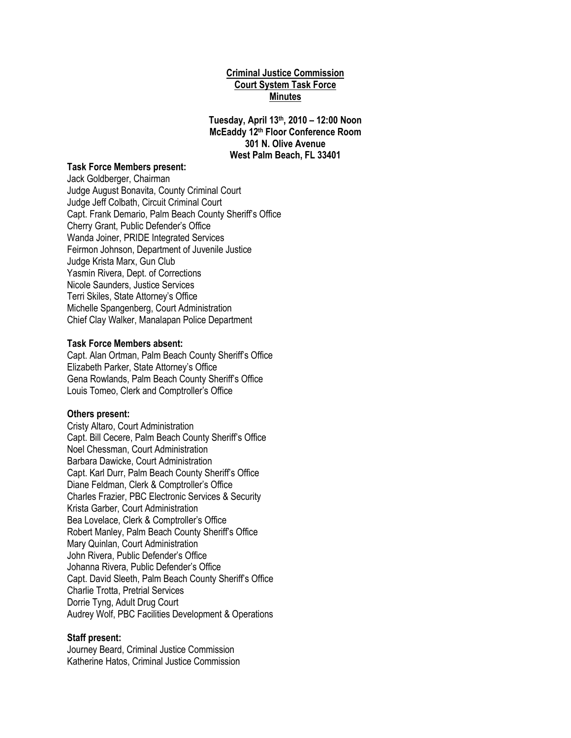**Criminal Justice Commission**
**Court System Task Force**
**Minutes**

**Tuesday, April 13th, 2010 – 12:00 Noon**
**McEaddy 12th Floor Conference Room**
**301 N. Olive Avenue**
**West Palm Beach, FL 33401**

**Task Force Members present:**
Jack Goldberger, Chairman
Judge August Bonavita, County Criminal Court
Judge Jeff Colbath, Circuit Criminal Court
Capt. Frank Demario, Palm Beach County Sheriff's Office
Cherry Grant, Public Defender's Office
Wanda Joiner, PRIDE Integrated Services
Feirmon Johnson, Department of Juvenile Justice
Judge Krista Marx, Gun Club
Yasmin Rivera, Dept. of Corrections
Nicole Saunders, Justice Services
Terri Skiles, State Attorney's Office
Michelle Spangenberg, Court Administration
Chief Clay Walker, Manalapan Police Department

**Task Force Members absent:**
Capt. Alan Ortman, Palm Beach County Sheriff's Office
Elizabeth Parker, State Attorney's Office
Gena Rowlands, Palm Beach County Sheriff's Office
Louis Tomeo, Clerk and Comptroller's Office

**Others present:**
Cristy Altaro, Court Administration
Capt. Bill Cecere, Palm Beach County Sheriff's Office
Noel Chessman, Court Administration
Barbara Dawicke, Court Administration
Capt. Karl Durr, Palm Beach County Sheriff's Office
Diane Feldman, Clerk & Comptroller's Office
Charles Frazier, PBC Electronic Services & Security
Krista Garber, Court Administration
Bea Lovelace, Clerk & Comptroller's Office
Robert Manley, Palm Beach County Sheriff's Office
Mary Quinlan, Court Administration
John Rivera, Public Defender's Office
Johanna Rivera, Public Defender's Office
Capt. David Sleeth, Palm Beach County Sheriff's Office
Charlie Trotta, Pretrial Services
Dorrie Tyng, Adult Drug Court
Audrey Wolf, PBC Facilities Development & Operations

**Staff present:**
Journey Beard, Criminal Justice Commission
Katherine Hatos, Criminal Justice Commission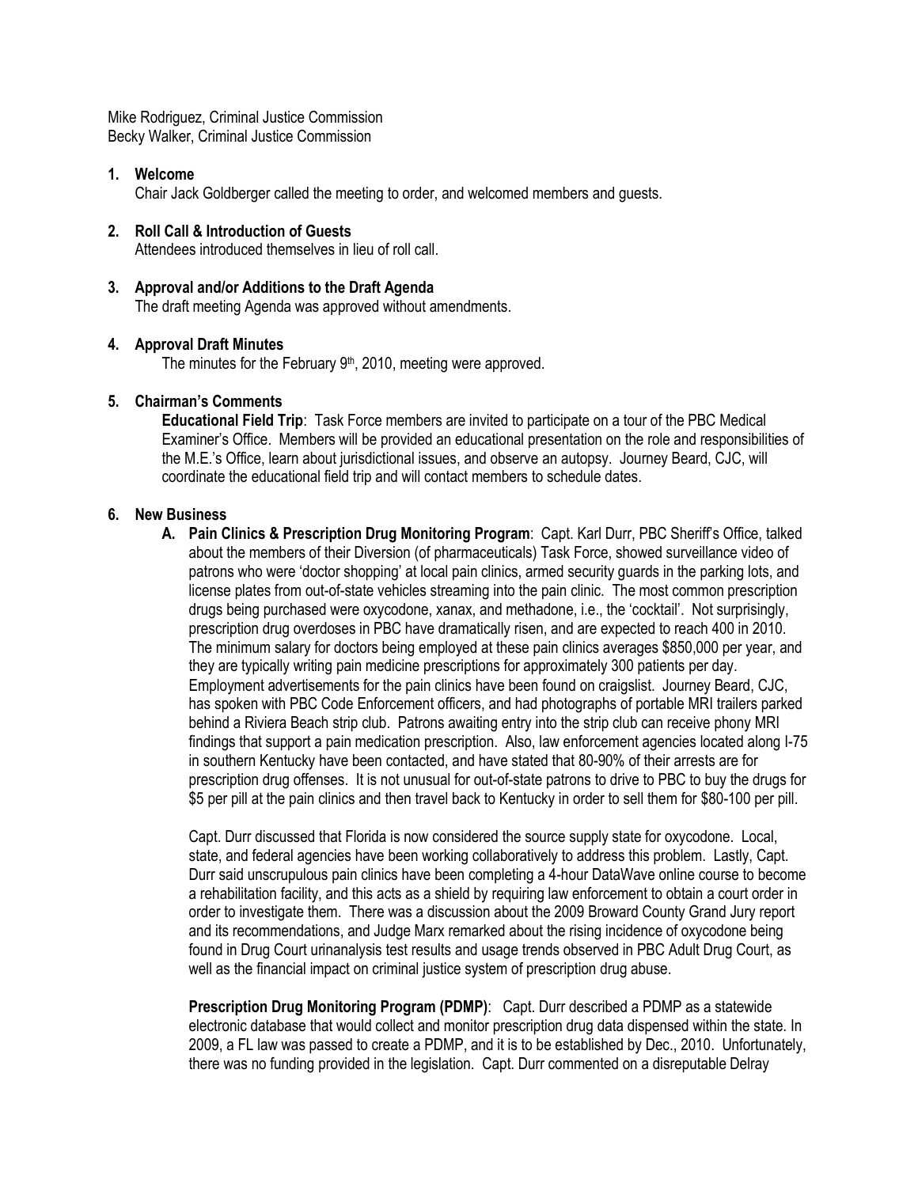Mike Rodriguez, Criminal Justice Commission
Becky Walker, Criminal Justice Commission

**1. Welcome**

Chair Jack Goldberger called the meeting to order, and welcomed members and guests.

**2. Roll Call & Introduction of Guests**

Attendees introduced themselves in lieu of roll call.

**3. Approval and/or Additions to the Draft Agenda**

The draft meeting Agenda was approved without amendments.

**4. Approval Draft Minutes**

The minutes for the February 9th, 2010, meeting were approved.

**5. Chairman's Comments**

**Educational Field Trip**: Task Force members are invited to participate on a tour of the PBC Medical Examiner's Office. Members will be provided an educational presentation on the role and responsibilities of the M.E.'s Office, learn about jurisdictional issues, and observe an autopsy. Journey Beard, CJC, will coordinate the educational field trip and will contact members to schedule dates.

**6. New Business**

**A. Pain Clinics & Prescription Drug Monitoring Program**: Capt. Karl Durr, PBC Sheriff's Office, talked about the members of their Diversion (of pharmaceuticals) Task Force, showed surveillance video of patrons who were 'doctor shopping' at local pain clinics, armed security guards in the parking lots, and license plates from out-of-state vehicles streaming into the pain clinic. The most common prescription drugs being purchased were oxycodone, xanax, and methadone, i.e., the 'cocktail'. Not surprisingly, prescription drug overdoses in PBC have dramatically risen, and are expected to reach 400 in 2010. The minimum salary for doctors being employed at these pain clinics averages $850,000 per year, and they are typically writing pain medicine prescriptions for approximately 300 patients per day. Employment advertisements for the pain clinics have been found on craigslist. Journey Beard, CJC, has spoken with PBC Code Enforcement officers, and had photographs of portable MRI trailers parked behind a Riviera Beach strip club. Patrons awaiting entry into the strip club can receive phony MRI findings that support a pain medication prescription. Also, law enforcement agencies located along I-75 in southern Kentucky have been contacted, and have stated that 80-90% of their arrests are for prescription drug offenses. It is not unusual for out-of-state patrons to drive to PBC to buy the drugs for $5 per pill at the pain clinics and then travel back to Kentucky in order to sell them for $80-100 per pill.

Capt. Durr discussed that Florida is now considered the source supply state for oxycodone. Local, state, and federal agencies have been working collaboratively to address this problem. Lastly, Capt. Durr said unscrupulous pain clinics have been completing a 4-hour DataWave online course to become a rehabilitation facility, and this acts as a shield by requiring law enforcement to obtain a court order in order to investigate them. There was a discussion about the 2009 Broward County Grand Jury report and its recommendations, and Judge Marx remarked about the rising incidence of oxycodone being found in Drug Court urinanalysis test results and usage trends observed in PBC Adult Drug Court, as well as the financial impact on criminal justice system of prescription drug abuse.

**Prescription Drug Monitoring Program (PDMP)**: Capt. Durr described a PDMP as a statewide electronic database that would collect and monitor prescription drug data dispensed within the state. In 2009, a FL law was passed to create a PDMP, and it is to be established by Dec., 2010. Unfortunately, there was no funding provided in the legislation. Capt. Durr commented on a disreputable Delray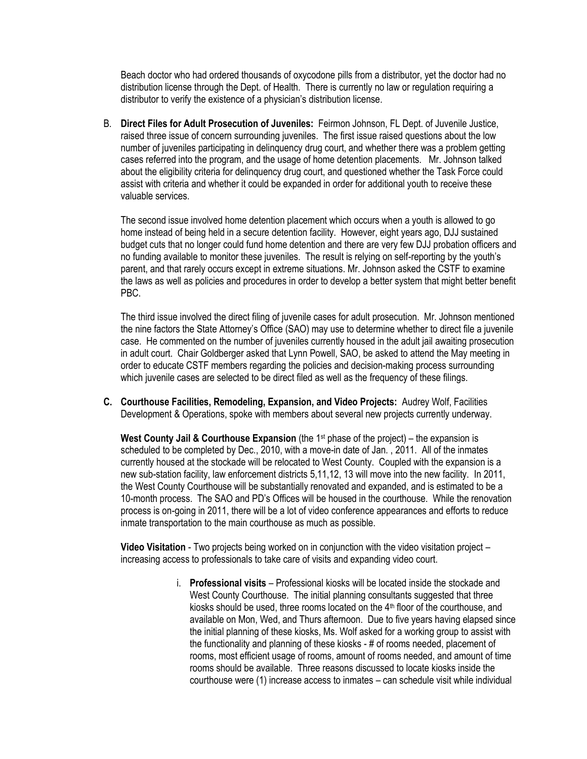Beach doctor who had ordered thousands of oxycodone pills from a distributor, yet the doctor had no distribution license through the Dept. of Health. There is currently no law or regulation requiring a distributor to verify the existence of a physician's distribution license.

B. **Direct Files for Adult Prosecution of Juveniles:** Feirmon Johnson, FL Dept. of Juvenile Justice, raised three issue of concern surrounding juveniles. The first issue raised questions about the low number of juveniles participating in delinquency drug court, and whether there was a problem getting cases referred into the program, and the usage of home detention placements. Mr. Johnson talked about the eligibility criteria for delinquency drug court, and questioned whether the Task Force could assist with criteria and whether it could be expanded in order for additional youth to receive these valuable services.

   The second issue involved home detention placement which occurs when a youth is allowed to go home instead of being held in a secure detention facility. However, eight years ago, DJJ sustained budget cuts that no longer could fund home detention and there are very few DJJ probation officers and no funding available to monitor these juveniles. The result is relying on self-reporting by the youth's parent, and that rarely occurs except in extreme situations. Mr. Johnson asked the CSTF to examine the laws as well as policies and procedures in order to develop a better system that might better benefit PBC.

   The third issue involved the direct filing of juvenile cases for adult prosecution. Mr. Johnson mentioned the nine factors the State Attorney's Office (SAO) may use to determine whether to direct file a juvenile case. He commented on the number of juveniles currently housed in the adult jail awaiting prosecution in adult court. Chair Goldberger asked that Lynn Powell, SAO, be asked to attend the May meeting in order to educate CSTF members regarding the policies and decision-making process surrounding which juvenile cases are selected to be direct filed as well as the frequency of these filings.

C. **Courthouse Facilities, Remodeling, Expansion, and Video Projects:** Audrey Wolf, Facilities Development & Operations, spoke with members about several new projects currently underway.

   **West County Jail & Courthouse Expansion** (the 1st phase of the project) – the expansion is scheduled to be completed by Dec., 2010, with a move-in date of Jan. , 2011. All of the inmates currently housed at the stockade will be relocated to West County. Coupled with the expansion is a new sub-station facility, law enforcement districts 5,11,12, 13 will move into the new facility. In 2011, the West County Courthouse will be substantially renovated and expanded, and is estimated to be a 10-month process. The SAO and PD's Offices will be housed in the courthouse. While the renovation process is on-going in 2011, there will be a lot of video conference appearances and efforts to reduce inmate transportation to the main courthouse as much as possible.

   **Video Visitation** - Two projects being worked on in conjunction with the video visitation project – increasing access to professionals to take care of visits and expanding video court.

   i. **Professional visits** – Professional kiosks will be located inside the stockade and West County Courthouse. The initial planning consultants suggested that three kiosks should be used, three rooms located on the 4th floor of the courthouse, and available on Mon, Wed, and Thurs afternoon. Due to five years having elapsed since the initial planning of these kiosks, Ms. Wolf asked for a working group to assist with the functionality and planning of these kiosks - # of rooms needed, placement of rooms, most efficient usage of rooms, amount of rooms needed, and amount of time rooms should be available. Three reasons discussed to locate kiosks inside the courthouse were (1) increase access to inmates – can schedule visit while individual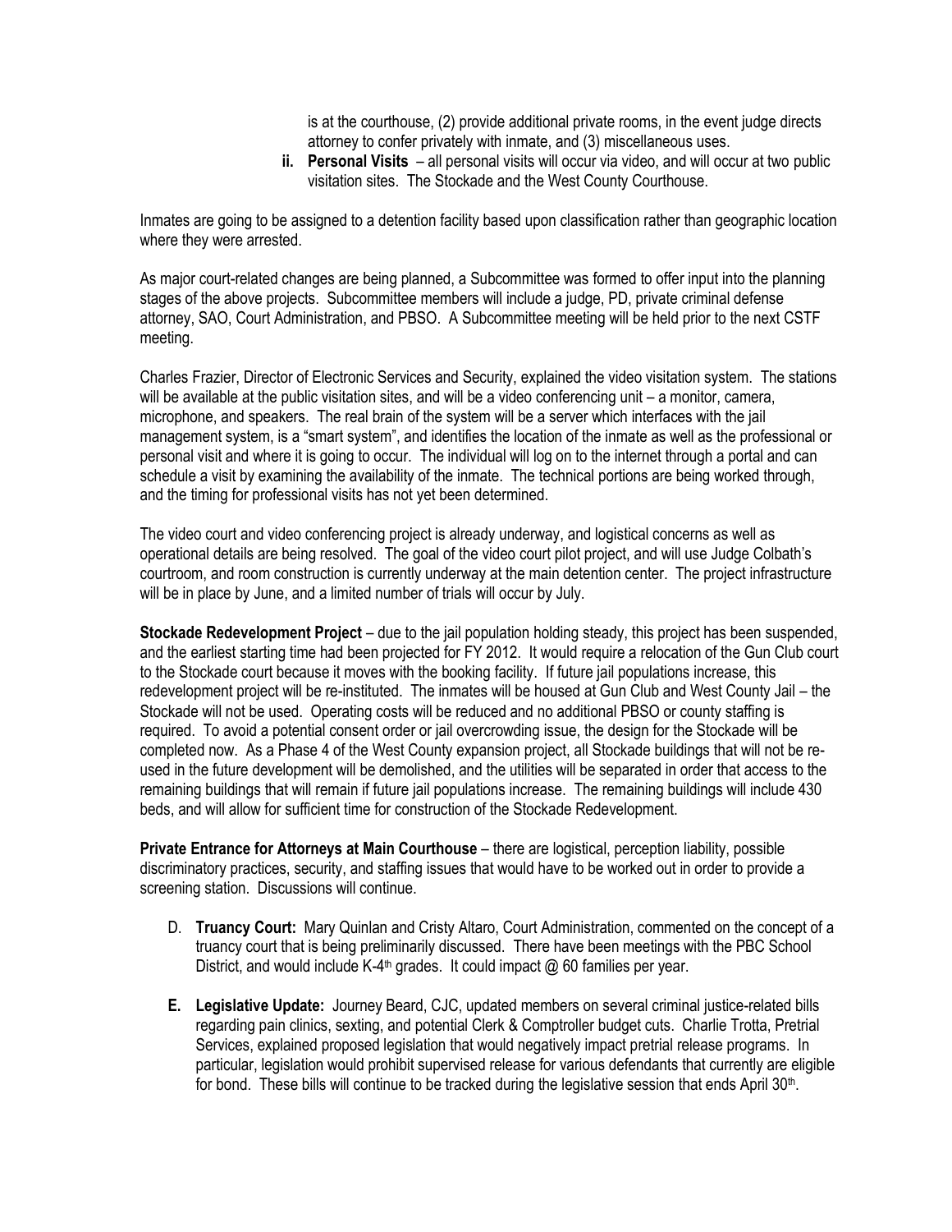is at the courthouse, (2) provide additional private rooms, in the event judge directs attorney to confer privately with inmate, and (3) miscellaneous uses.

**ii. Personal Visits** – all personal visits will occur via video, and will occur at two public visitation sites. The Stockade and the West County Courthouse.

Inmates are going to be assigned to a detention facility based upon classification rather than geographic location where they were arrested.

As major court-related changes are being planned, a Subcommittee was formed to offer input into the planning stages of the above projects. Subcommittee members will include a judge, PD, private criminal defense attorney, SAO, Court Administration, and PBSO. A Subcommittee meeting will be held prior to the next CSTF meeting.

Charles Frazier, Director of Electronic Services and Security, explained the video visitation system. The stations will be available at the public visitation sites, and will be a video conferencing unit – a monitor, camera, microphone, and speakers. The real brain of the system will be a server which interfaces with the jail management system, is a "smart system", and identifies the location of the inmate as well as the professional or personal visit and where it is going to occur. The individual will log on to the internet through a portal and can schedule a visit by examining the availability of the inmate. The technical portions are being worked through, and the timing for professional visits has not yet been determined.

The video court and video conferencing project is already underway, and logistical concerns as well as operational details are being resolved. The goal of the video court pilot project, and will use Judge Colbath's courtroom, and room construction is currently underway at the main detention center. The project infrastructure will be in place by June, and a limited number of trials will occur by July.

**Stockade Redevelopment Project** – due to the jail population holding steady, this project has been suspended, and the earliest starting time had been projected for FY 2012. It would require a relocation of the Gun Club court to the Stockade court because it moves with the booking facility. If future jail populations increase, this redevelopment project will be re-instituted. The inmates will be housed at Gun Club and West County Jail – the Stockade will not be used. Operating costs will be reduced and no additional PBSO or county staffing is required. To avoid a potential consent order or jail overcrowding issue, the design for the Stockade will be completed now. As a Phase 4 of the West County expansion project, all Stockade buildings that will not be re-used in the future development will be demolished, and the utilities will be separated in order that access to the remaining buildings that will remain if future jail populations increase. The remaining buildings will include 430 beds, and will allow for sufficient time for construction of the Stockade Redevelopment.

**Private Entrance for Attorneys at Main Courthouse** – there are logistical, perception liability, possible discriminatory practices, security, and staffing issues that would have to be worked out in order to provide a screening station. Discussions will continue.

D. **Truancy Court:** Mary Quinlan and Cristy Altaro, Court Administration, commented on the concept of a truancy court that is being preliminarily discussed. There have been meetings with the PBC School District, and would include K-4th grades. It could impact @ 60 families per year.

**E. Legislative Update:** Journey Beard, CJC, updated members on several criminal justice-related bills regarding pain clinics, sexting, and potential Clerk & Comptroller budget cuts. Charlie Trotta, Pretrial Services, explained proposed legislation that would negatively impact pretrial release programs. In particular, legislation would prohibit supervised release for various defendants that currently are eligible for bond. These bills will continue to be tracked during the legislative session that ends April 30th.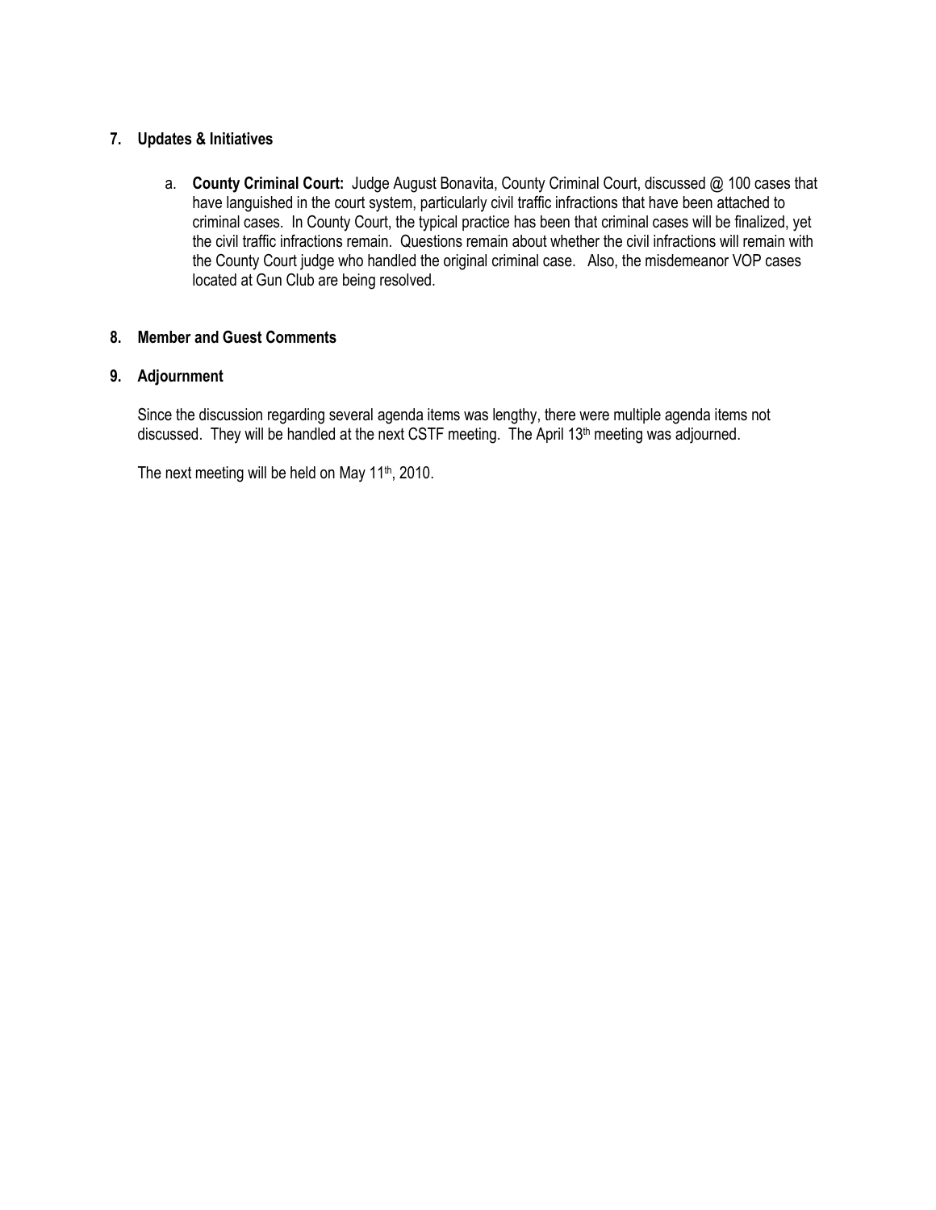## 7. Updates & Initiatives

a. **County Criminal Court:** Judge August Bonavita, County Criminal Court, discussed @ 100 cases that have languished in the court system, particularly civil traffic infractions that have been attached to criminal cases. In County Court, the typical practice has been that criminal cases will be finalized, yet the civil traffic infractions remain. Questions remain about whether the civil infractions will remain with the County Court judge who handled the original criminal case. Also, the misdemeanor VOP cases located at Gun Club are being resolved.

## 8. Member and Guest Comments

## 9. Adjournment

Since the discussion regarding several agenda items was lengthy, there were multiple agenda items not discussed. They will be handled at the next CSTF meeting. The April 13th meeting was adjourned.

The next meeting will be held on May 11th, 2010.